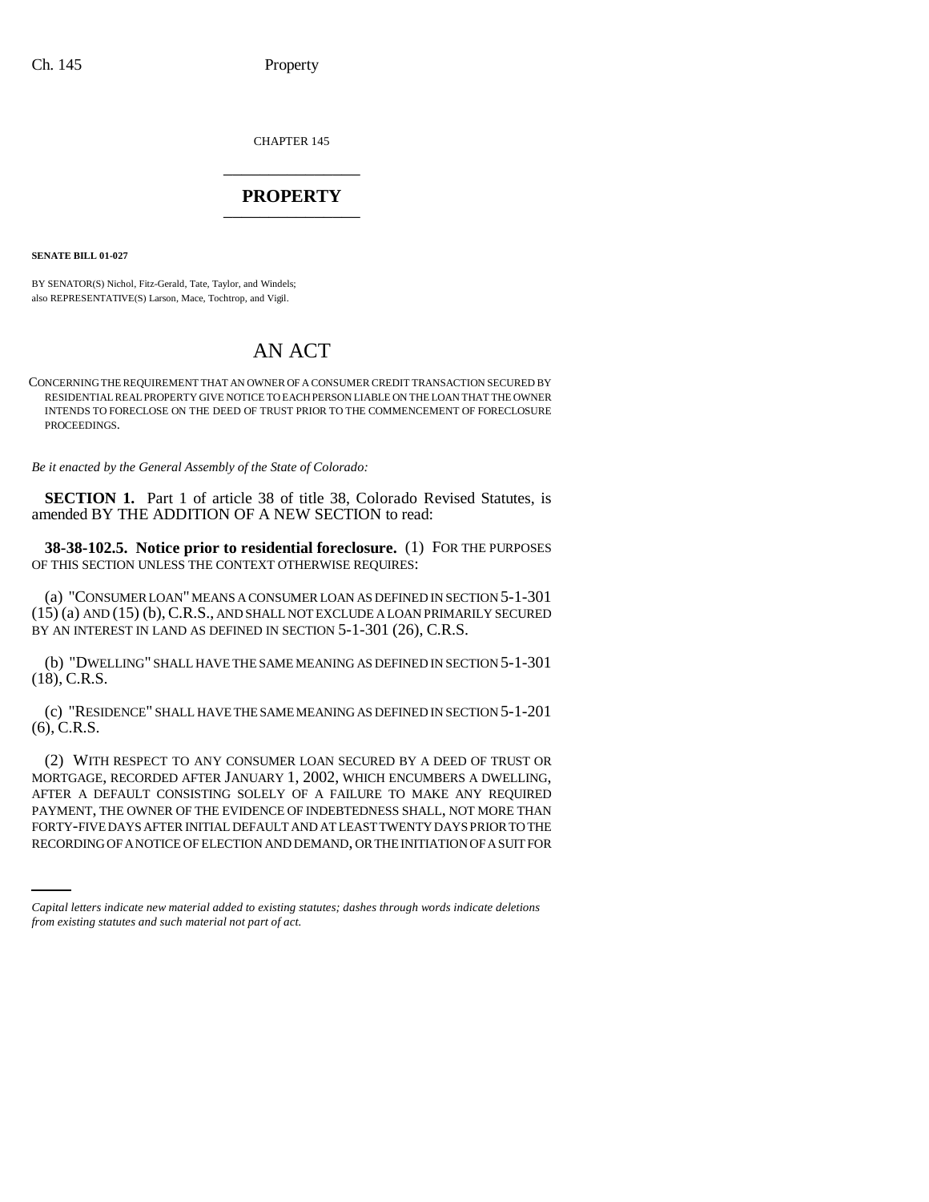CHAPTER 145

# PROPERTY

**SENATE BILL 01-027**

BY SENATOR(S) Nichol, Fitz-Gerald, Tate, Taylor, and Windels;
also REPRESENTATIVE(S) Larson, Mace, Tochtrop, and Vigil.

## AN ACT

CONCERNING THE REQUIREMENT THAT AN OWNER OF A CONSUMER CREDIT TRANSACTION SECURED BY RESIDENTIAL REAL PROPERTY GIVE NOTICE TO EACH PERSON LIABLE ON THE LOAN THAT THE OWNER INTENDS TO FORECLOSE ON THE DEED OF TRUST PRIOR TO THE COMMENCEMENT OF FORECLOSURE PROCEEDINGS.

*Be it enacted by the General Assembly of the State of Colorado:*

**SECTION 1.** Part 1 of article 38 of title 38, Colorado Revised Statutes, is amended BY THE ADDITION OF A NEW SECTION to read:

**38-38-102.5. Notice prior to residential foreclosure.** (1) FOR THE PURPOSES OF THIS SECTION UNLESS THE CONTEXT OTHERWISE REQUIRES:

(a) "CONSUMER LOAN" MEANS A CONSUMER LOAN AS DEFINED IN SECTION 5-1-301 (15) (a) AND (15) (b), C.R.S., AND SHALL NOT EXCLUDE A LOAN PRIMARILY SECURED BY AN INTEREST IN LAND AS DEFINED IN SECTION 5-1-301 (26), C.R.S.

(b) "DWELLING" SHALL HAVE THE SAME MEANING AS DEFINED IN SECTION 5-1-301 (18), C.R.S.

(c) "RESIDENCE" SHALL HAVE THE SAME MEANING AS DEFINED IN SECTION 5-1-201 (6), C.R.S.

(2) WITH RESPECT TO ANY CONSUMER LOAN SECURED BY A DEED OF TRUST OR MORTGAGE, RECORDED AFTER JANUARY 1, 2002, WHICH ENCUMBERS A DWELLING, AFTER A DEFAULT CONSISTING SOLELY OF A FAILURE TO MAKE ANY REQUIRED PAYMENT, THE OWNER OF THE EVIDENCE OF INDEBTEDNESS SHALL, NOT MORE THAN FORTY-FIVE DAYS AFTER INITIAL DEFAULT AND AT LEAST TWENTY DAYS PRIOR TO THE RECORDING OF A NOTICE OF ELECTION AND DEMAND, OR THE INITIATION OF A SUIT FOR

*Capital letters indicate new material added to existing statutes; dashes through words indicate deletions from existing statutes and such material not part of act.*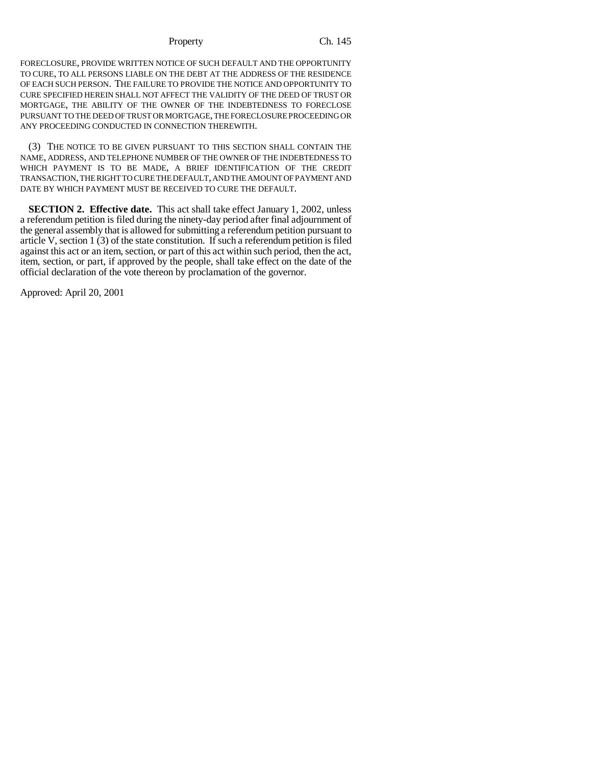FORECLOSURE, PROVIDE WRITTEN NOTICE OF SUCH DEFAULT AND THE OPPORTUNITY TO CURE, TO ALL PERSONS LIABLE ON THE DEBT AT THE ADDRESS OF THE RESIDENCE OF EACH SUCH PERSON. THE FAILURE TO PROVIDE THE NOTICE AND OPPORTUNITY TO CURE SPECIFIED HEREIN SHALL NOT AFFECT THE VALIDITY OF THE DEED OF TRUST OR MORTGAGE, THE ABILITY OF THE OWNER OF THE INDEBTEDNESS TO FORECLOSE PURSUANT TO THE DEED OF TRUST OR MORTGAGE, THE FORECLOSURE PROCEEDING OR ANY PROCEEDING CONDUCTED IN CONNECTION THEREWITH.

(3) THE NOTICE TO BE GIVEN PURSUANT TO THIS SECTION SHALL CONTAIN THE NAME, ADDRESS, AND TELEPHONE NUMBER OF THE OWNER OF THE INDEBTEDNESS TO WHICH PAYMENT IS TO BE MADE, A BRIEF IDENTIFICATION OF THE CREDIT TRANSACTION, THE RIGHT TO CURE THE DEFAULT, AND THE AMOUNT OF PAYMENT AND DATE BY WHICH PAYMENT MUST BE RECEIVED TO CURE THE DEFAULT.

**SECTION 2. Effective date.** This act shall take effect January 1, 2002, unless a referendum petition is filed during the ninety-day period after final adjournment of the general assembly that is allowed for submitting a referendum petition pursuant to article V, section 1 (3) of the state constitution. If such a referendum petition is filed against this act or an item, section, or part of this act within such period, then the act, item, section, or part, if approved by the people, shall take effect on the date of the official declaration of the vote thereon by proclamation of the governor.

Approved: April 20, 2001